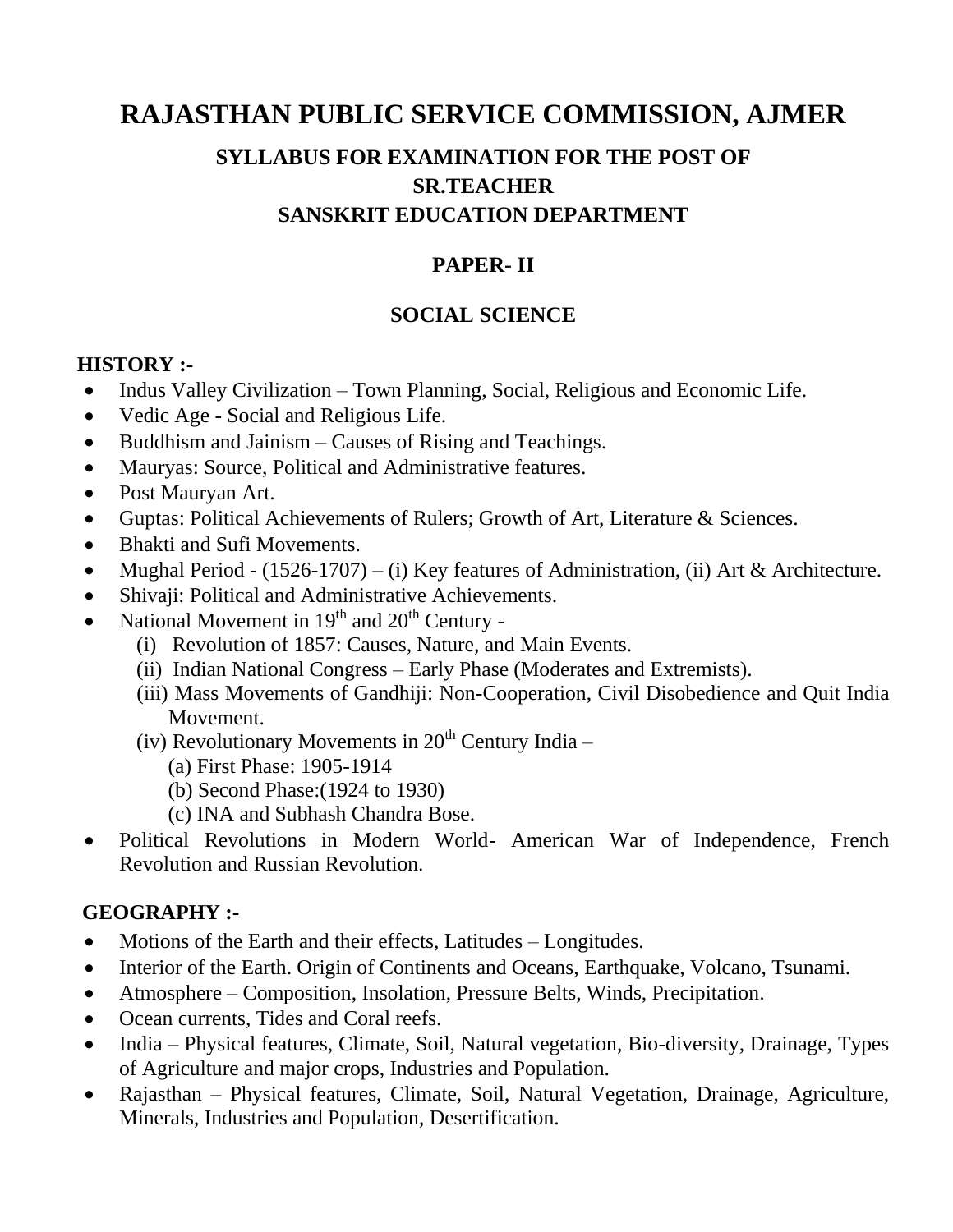# RAJASTHAN PUBLIC SERVICE COMMISSION, AJMER

## SYLLABUS FOR EXAMINATION FOR THE POST OF SR.TEACHER SANSKRIT EDUCATION DEPARTMENT

## PAPER- II

## SOCIAL SCIENCE

### HISTORY :-

- Indus Valley Civilization – Town Planning, Social, Religious and Economic Life.
- Vedic Age - Social and Religious Life.
- Buddhism and Jainism – Causes of Rising and Teachings.
- Mauryas: Source, Political and Administrative features.
- Post Mauryan Art.
- Guptas: Political Achievements of Rulers; Growth of Art, Literature & Sciences.
- Bhakti and Sufi Movements.
- Mughal Period - (1526-1707) – (i) Key features of Administration, (ii) Art & Architecture.
- Shivaji: Political and Administrative Achievements.
- National Movement in 19th and 20th Century -
    - (i) Revolution of 1857: Causes, Nature, and Main Events.
    - (ii) Indian National Congress – Early Phase (Moderates and Extremists).
    - (iii) Mass Movements of Gandhiji: Non-Cooperation, Civil Disobedience and Quit India Movement.
    - (iv) Revolutionary Movements in 20th Century India –
        - (a) First Phase: 1905-1914
        - (b) Second Phase:(1924 to 1930)
        - (c) INA and Subhash Chandra Bose.
- Political Revolutions in Modern World- American War of Independence, French Revolution and Russian Revolution.

### GEOGRAPHY :-

- Motions of the Earth and their effects, Latitudes – Longitudes.
- Interior of the Earth. Origin of Continents and Oceans, Earthquake, Volcano, Tsunami.
- Atmosphere – Composition, Insolation, Pressure Belts, Winds, Precipitation.
- Ocean currents, Tides and Coral reefs.
- India – Physical features, Climate, Soil, Natural vegetation, Bio-diversity, Drainage, Types of Agriculture and major crops, Industries and Population.
- Rajasthan – Physical features, Climate, Soil, Natural Vegetation, Drainage, Agriculture, Minerals, Industries and Population, Desertification.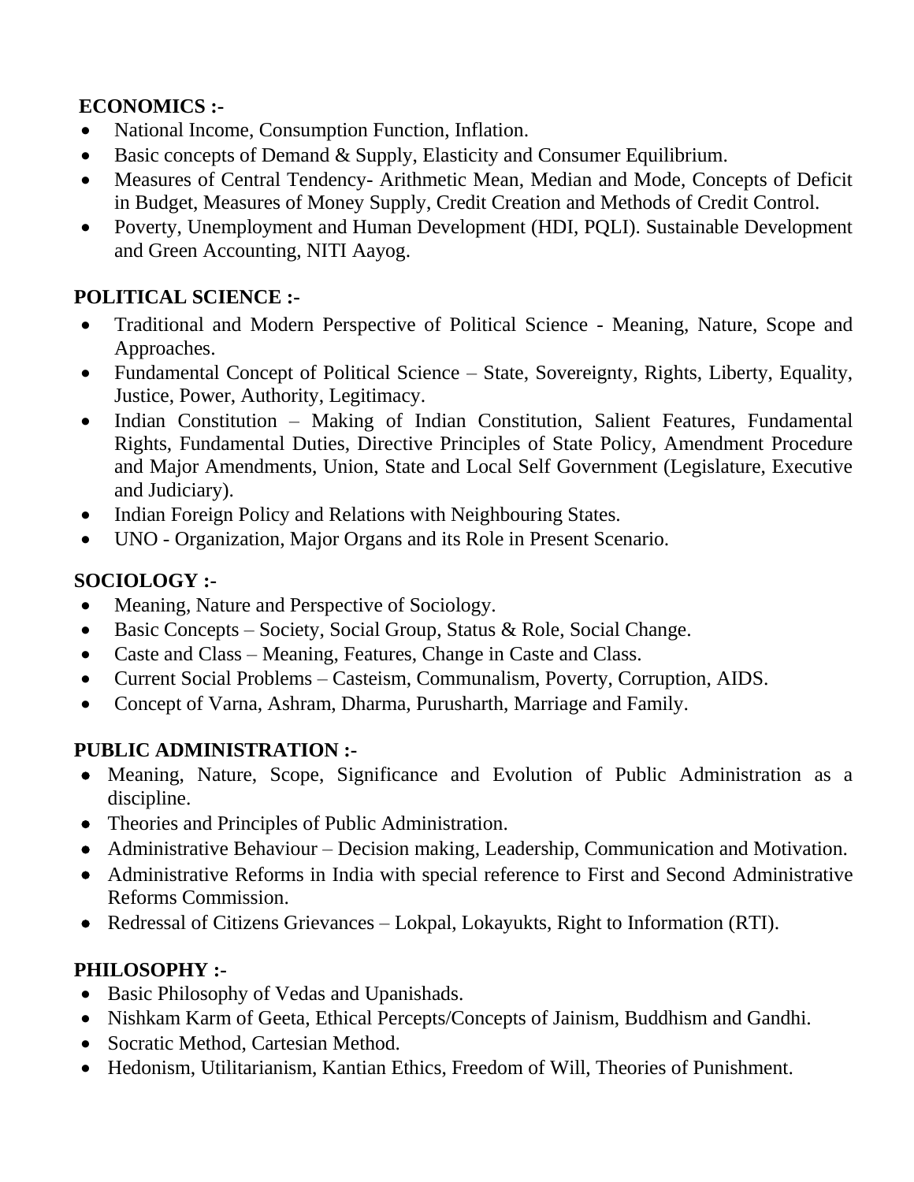**ECONOMICS :-**

- National Income, Consumption Function, Inflation.
- Basic concepts of Demand & Supply, Elasticity and Consumer Equilibrium.
- Measures of Central Tendency- Arithmetic Mean, Median and Mode, Concepts of Deficit in Budget, Measures of Money Supply, Credit Creation and Methods of Credit Control.
- Poverty, Unemployment and Human Development (HDI, PQLI). Sustainable Development and Green Accounting, NITI Aayog.

**POLITICAL SCIENCE :-**

- Traditional and Modern Perspective of Political Science - Meaning, Nature, Scope and Approaches.
- Fundamental Concept of Political Science – State, Sovereignty, Rights, Liberty, Equality, Justice, Power, Authority, Legitimacy.
- Indian Constitution – Making of Indian Constitution, Salient Features, Fundamental Rights, Fundamental Duties, Directive Principles of State Policy, Amendment Procedure and Major Amendments, Union, State and Local Self Government (Legislature, Executive and Judiciary).
- Indian Foreign Policy and Relations with Neighbouring States.
- UNO - Organization, Major Organs and its Role in Present Scenario.

**SOCIOLOGY :-**

- Meaning, Nature and Perspective of Sociology.
- Basic Concepts – Society, Social Group, Status & Role, Social Change.
- Caste and Class – Meaning, Features, Change in Caste and Class.
- Current Social Problems – Casteism, Communalism, Poverty, Corruption, AIDS.
- Concept of Varna, Ashram, Dharma, Purusharth, Marriage and Family.

**PUBLIC ADMINISTRATION :-**

- Meaning, Nature, Scope, Significance and Evolution of Public Administration as a discipline.
- Theories and Principles of Public Administration.
- Administrative Behaviour – Decision making, Leadership, Communication and Motivation.
- Administrative Reforms in India with special reference to First and Second Administrative Reforms Commission.
- Redressal of Citizens Grievances – Lokpal, Lokayukts, Right to Information (RTI).

**PHILOSOPHY :-**

- Basic Philosophy of Vedas and Upanishads.
- Nishkam Karm of Geeta, Ethical Percepts/Concepts of Jainism, Buddhism and Gandhi.
- Socratic Method, Cartesian Method.
- Hedonism, Utilitarianism, Kantian Ethics, Freedom of Will, Theories of Punishment.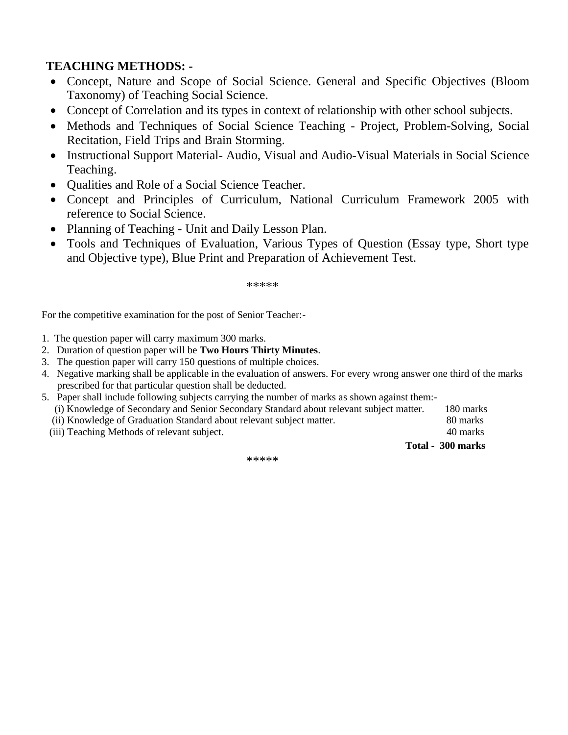## TEACHING METHODS: -

- Concept, Nature and Scope of Social Science. General and Specific Objectives (Bloom Taxonomy) of Teaching Social Science.
- Concept of Correlation and its types in context of relationship with other school subjects.
- Methods and Techniques of Social Science Teaching - Project, Problem-Solving, Social Recitation, Field Trips and Brain Storming.
- Instructional Support Material- Audio, Visual and Audio-Visual Materials in Social Science Teaching.
- Qualities and Role of a Social Science Teacher.
- Concept and Principles of Curriculum, National Curriculum Framework 2005 with reference to Social Science.
- Planning of Teaching - Unit and Daily Lesson Plan.
- Tools and Techniques of Evaluation, Various Types of Question (Essay type, Short type and Objective type), Blue Print and Preparation of Achievement Test.

*****

For the competitive examination for the post of Senior Teacher:-

1. The question paper will carry maximum 300 marks.
2. Duration of question paper will be **Two Hours Thirty Minutes**.
3. The question paper will carry 150 questions of multiple choices.
4. Negative marking shall be applicable in the evaluation of answers. For every wrong answer one third of the marks prescribed for that particular question shall be deducted.
5. Paper shall include following subjects carrying the number of marks as shown against them:-

| | |
|---|---|
| (i) Knowledge of Secondary and Senior Secondary Standard about relevant subject matter. | 180 marks |
| (ii) Knowledge of Graduation Standard about relevant subject matter. | 80 marks |
| (iii) Teaching Methods of relevant subject. | 40 marks |
| **Total -** | **300 marks** |

*****